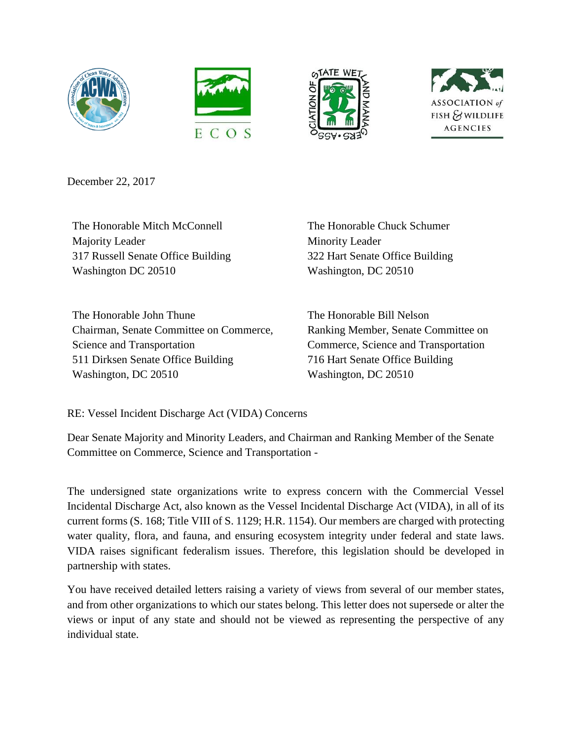December 22, 2017

The Honorable Mitch McConnell
Majority Leader
317 Russell Senate Office Building
Washington DC 20510

The Honorable Chuck Schumer
Minority Leader
322 Hart Senate Office Building
Washington, DC 20510

The Honorable John Thune
Chairman, Senate Committee on Commerce, Science and Transportation
511 Dirksen Senate Office Building
Washington, DC 20510

The Honorable Bill Nelson
Ranking Member, Senate Committee on Commerce, Science and Transportation
716 Hart Senate Office Building
Washington, DC 20510

RE: Vessel Incident Discharge Act (VIDA) Concerns

Dear Senate Majority and Minority Leaders, and Chairman and Ranking Member of the Senate Committee on Commerce, Science and Transportation -

The undersigned state organizations write to express concern with the Commercial Vessel Incidental Discharge Act, also known as the Vessel Incidental Discharge Act (VIDA), in all of its current forms (S. 168; Title VIII of S. 1129; H.R. 1154). Our members are charged with protecting water quality, flora, and fauna, and ensuring ecosystem integrity under federal and state laws. VIDA raises significant federalism issues. Therefore, this legislation should be developed in partnership with states.

You have received detailed letters raising a variety of views from several of our member states, and from other organizations to which our states belong. This letter does not supersede or alter the views or input of any state and should not be viewed as representing the perspective of any individual state.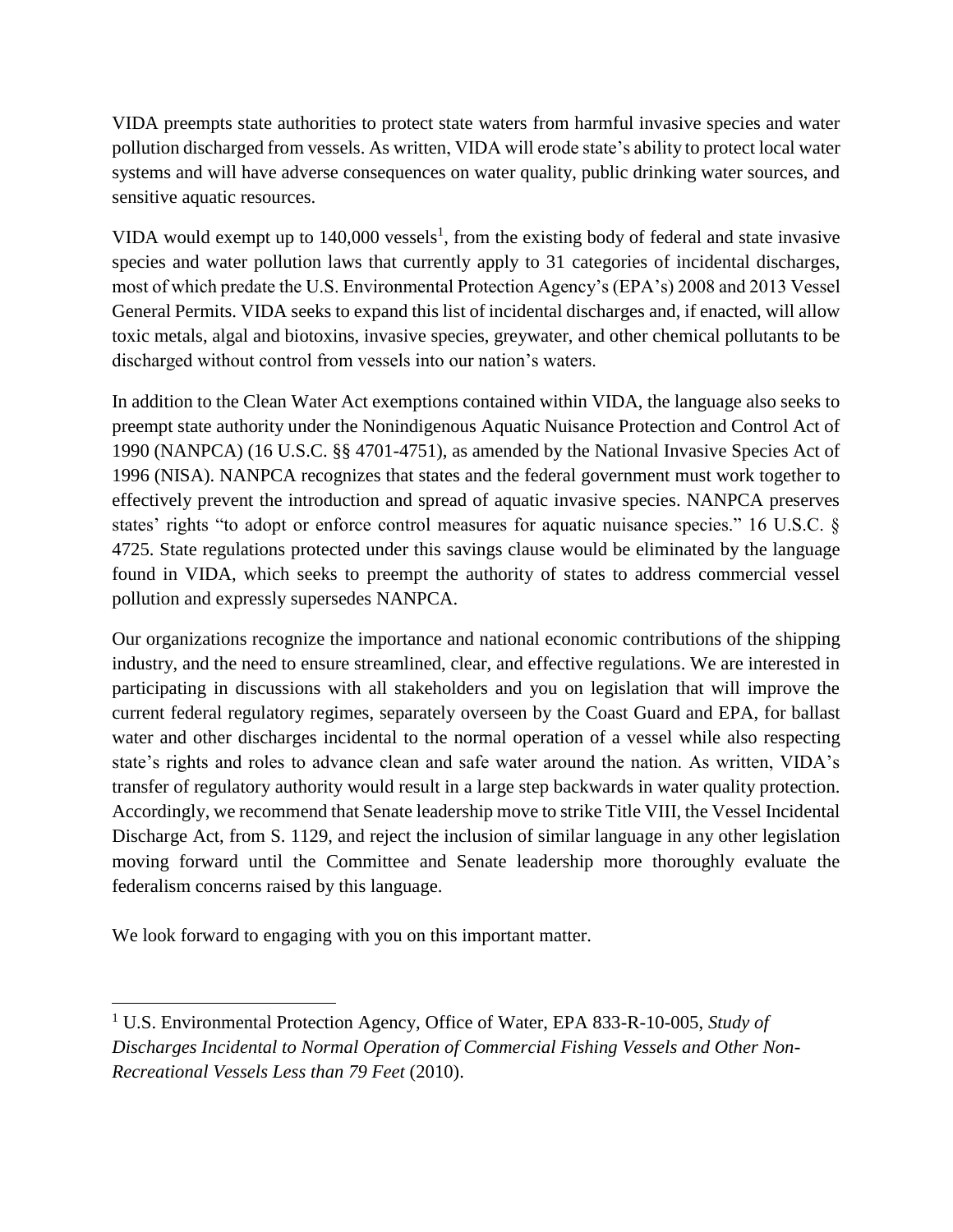VIDA preempts state authorities to protect state waters from harmful invasive species and water pollution discharged from vessels. As written, VIDA will erode state's ability to protect local water systems and will have adverse consequences on water quality, public drinking water sources, and sensitive aquatic resources.

VIDA would exempt up to 140,000 vessels[1], from the existing body of federal and state invasive species and water pollution laws that currently apply to 31 categories of incidental discharges, most of which predate the U.S. Environmental Protection Agency's (EPA's) 2008 and 2013 Vessel General Permits. VIDA seeks to expand this list of incidental discharges and, if enacted, will allow toxic metals, algal and biotoxins, invasive species, greywater, and other chemical pollutants to be discharged without control from vessels into our nation's waters.

In addition to the Clean Water Act exemptions contained within VIDA, the language also seeks to preempt state authority under the Nonindigenous Aquatic Nuisance Protection and Control Act of 1990 (NANPCA) (16 U.S.C. §§ 4701-4751), as amended by the National Invasive Species Act of 1996 (NISA). NANPCA recognizes that states and the federal government must work together to effectively prevent the introduction and spread of aquatic invasive species. NANPCA preserves states' rights "to adopt or enforce control measures for aquatic nuisance species." 16 U.S.C. § 4725. State regulations protected under this savings clause would be eliminated by the language found in VIDA, which seeks to preempt the authority of states to address commercial vessel pollution and expressly supersedes NANPCA.

Our organizations recognize the importance and national economic contributions of the shipping industry, and the need to ensure streamlined, clear, and effective regulations. We are interested in participating in discussions with all stakeholders and you on legislation that will improve the current federal regulatory regimes, separately overseen by the Coast Guard and EPA, for ballast water and other discharges incidental to the normal operation of a vessel while also respecting state's rights and roles to advance clean and safe water around the nation. As written, VIDA's transfer of regulatory authority would result in a large step backwards in water quality protection. Accordingly, we recommend that Senate leadership move to strike Title VIII, the Vessel Incidental Discharge Act, from S. 1129, and reject the inclusion of similar language in any other legislation moving forward until the Committee and Senate leadership more thoroughly evaluate the federalism concerns raised by this language.

We look forward to engaging with you on this important matter.

---

[1] U.S. Environmental Protection Agency, Office of Water, EPA 833-R-10-005, *Study of Discharges Incidental to Normal Operation of Commercial Fishing Vessels and Other Non-Recreational Vessels Less than 79 Feet* (2010).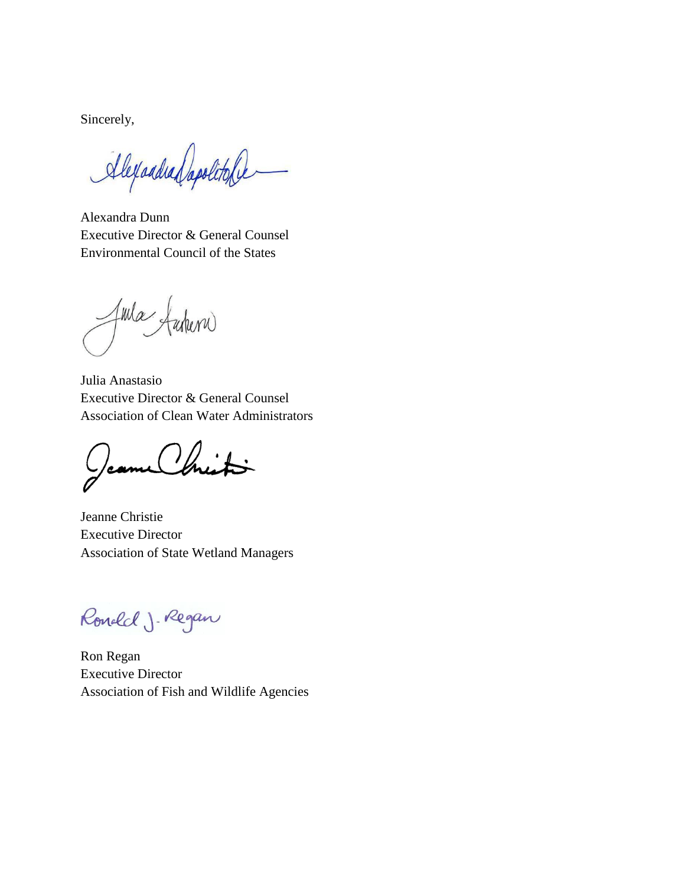Sincerely,

Alexandra Dunn
Executive Director & General Counsel
Environmental Council of the States

Julia Anastasio
Executive Director & General Counsel
Association of Clean Water Administrators

Jeanne Christie
Executive Director
Association of State Wetland Managers

Ron Regan
Executive Director
Association of Fish and Wildlife Agencies